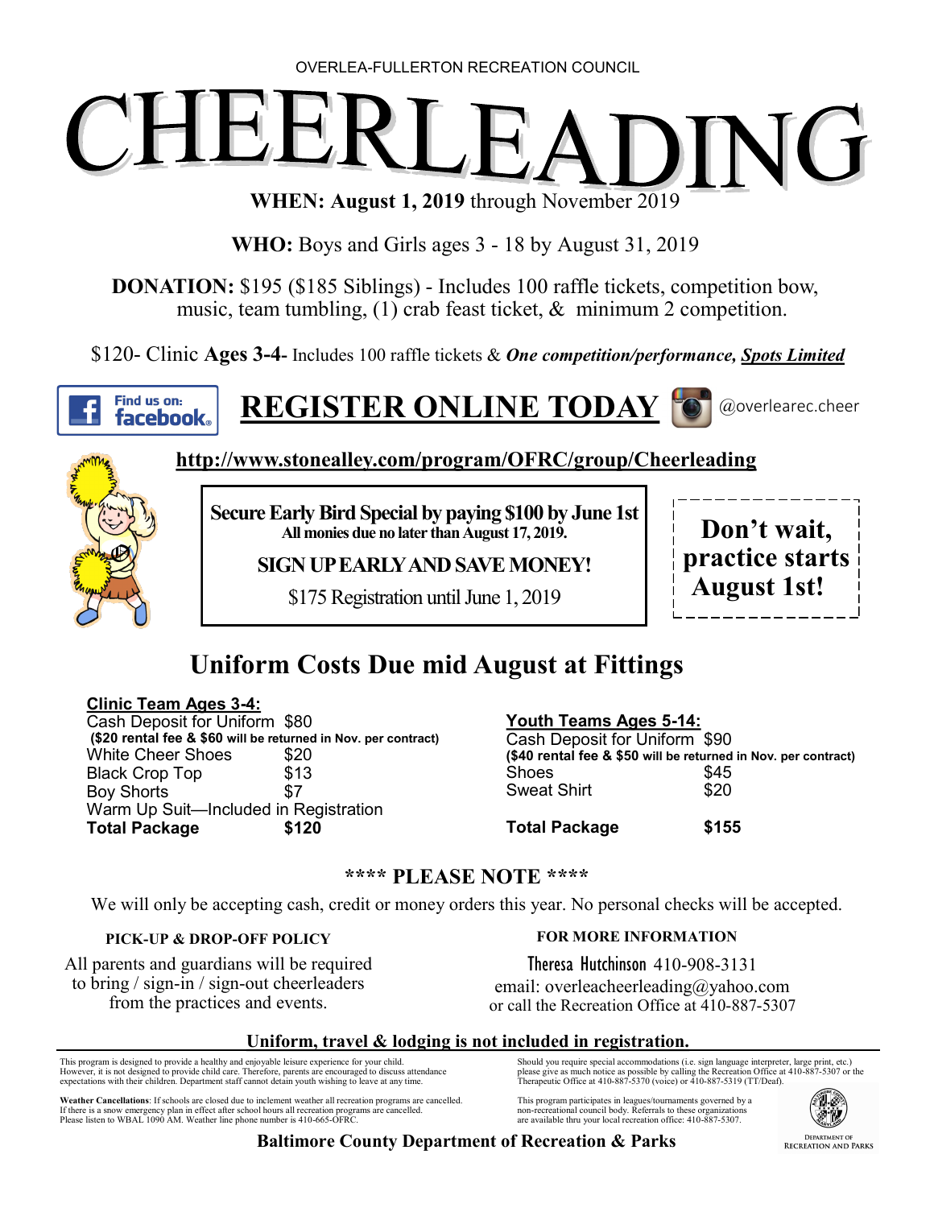OVERLEA-FULLERTON RECREATION COUNCIL

# CHEERLEADING

**WHEN: August 1, 2019** through November 2019

**WHO:** Boys and Girls ages 3 - 18 by August 31, 2019

**DONATION:** $195 ($185 Siblings) - Includes 100 raffle tickets, competition bow, music, team tumbling, (1) crab feast ticket, & minimum 2 competition.

$120- Clinic **Ages 3-4-** Includes 100 raffle tickets & ***One competition/performance,*** ***Spots Limited***

Find us on: facebook

## REGISTER ONLINE TODAY

@overlearec.cheer

**http://www.stonealley.com/program/OFRC/group/Cheerleading**

**Secure Early Bird Special by paying $100 by June 1st**
**All monies due no later than August 17, 2019.**

**SIGN UP EARLY AND SAVE MONEY!**

$175 Registration until June 1, 2019

**Don't wait, practice starts August 1st!**

## Uniform Costs Due mid August at Fittings

**Clinic Team Ages 3-4:**

| Item | Cost |
|---|---|
| Cash Deposit for Uniform | $80 |
| **($20 rental fee & $60 will be returned in Nov. per contract)** | |
| White Cheer Shoes | $20 |
| Black Crop Top | $13 |
| Boy Shorts | $7 |
| Warm Up Suit—Included in Registration | |
| **Total Package** | **$120** |

**Youth Teams Ages 5-14:**

| Item | Cost |
|---|---|
| Cash Deposit for Uniform | $90 |
| **($40 rental fee & $50 will be returned in Nov. per contract)** | |
| Shoes | $45 |
| Sweat Shirt | $20 |
| **Total Package** | **$155** |

**\*\*\*\* PLEASE NOTE \*\*\*\***

We will only be accepting cash, credit or money orders this year. No personal checks will be accepted.

**PICK-UP & DROP-OFF POLICY**

All parents and guardians will be required to bring / sign-in / sign-out cheerleaders from the practices and events.

**FOR MORE INFORMATION**

Theresa Hutchinson 410-908-3131
email: overleacheerleading@yahoo.com
or call the Recreation Office at 410-887-5307

**Uniform, travel & lodging is not included in registration.**

This program is designed to provide a healthy and enjoyable leisure experience for your child. However, it is not designed to provide child care. Therefore, parents are encouraged to discuss attendance expectations with their children. Department staff cannot detain youth wishing to leave at any time.

**Weather Cancellations**: If schools are closed due to inclement weather all recreation programs are cancelled. If there is a snow emergency plan in effect after school hours all recreation programs are cancelled. Please listen to WBAL 1090 AM. Weather line phone number is 410-665-OFRC.

Should you require special accommodations (i.e. sign language interpreter, large print, etc.) please give as much notice as possible by calling the Recreation Office at 410-887-5307 or the Therapeutic Office at 410-887-5370 (voice) or 410-887-5319 (TT/Deaf).

This program participates in leagues/tournaments governed by a non-recreational council body. Referrals to these organizations are available thru your local recreation office: 410-887-5307.

**Baltimore County Department of Recreation & Parks**

Department of Recreation and Parks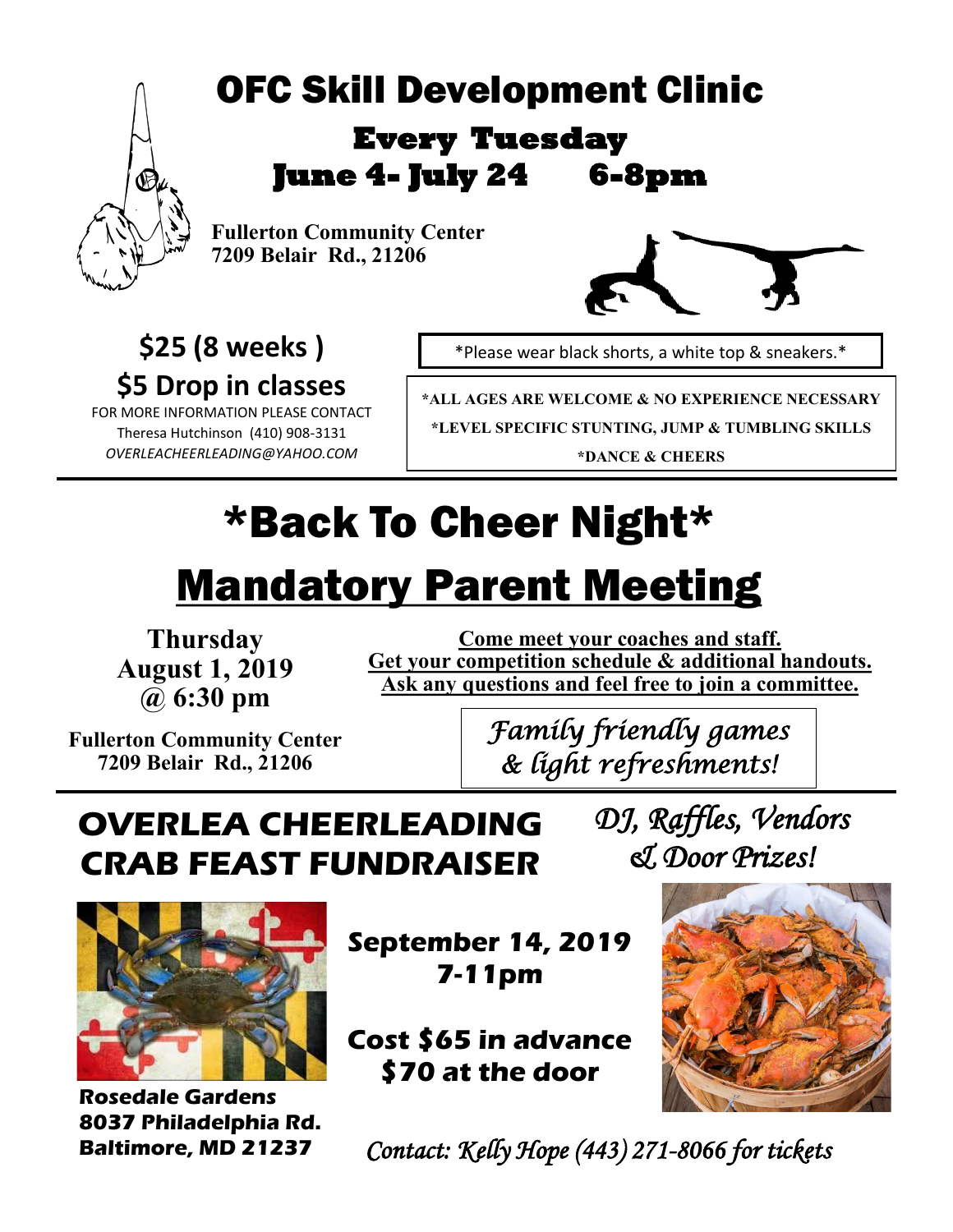# OFC Skill Development Clinic

## Every Tuesday
## June 4- July 24 6-8pm

**Fullerton Community Center**
**7209 Belair Rd., 21206**

## $25 (8 weeks )
## $5 Drop in classes

FOR MORE INFORMATION PLEASE CONTACT
Theresa Hutchinson (410) 908-3131
*OVERLEACHEERLEADING@YAHOO.COM*

*Please wear black shorts, a white top & sneakers.*

**\*ALL AGES ARE WELCOME & NO EXPERIENCE NECESSARY**
**\*LEVEL SPECIFIC STUNTING, JUMP & TUMBLING SKILLS**
**\*DANCE & CHEERS**

---

# *Back To Cheer Night*

# Mandatory Parent Meeting

**Thursday**
**August 1, 2019**
**@ 6:30 pm**

**Fullerton Community Center**
**7209 Belair Rd., 21206**

**Come meet your coaches and staff.**
**Get your competition schedule & additional handouts.**
**Ask any questions and feel free to join a committee.**

*Family friendly games & light refreshments!*

---

## OVERLEA CHEERLEADING CRAB FEAST FUNDRAISER

*DJ, Raffles, Vendors & Door Prizes!*

**September 14, 2019**
**7-11pm**

**Cost $65 in advance**
**$70 at the door**

**Rosedale Gardens**
**8037 Philadelphia Rd.**
**Baltimore, MD 21237**

*Contact: Kelly Hope (443) 271-8066 for tickets*